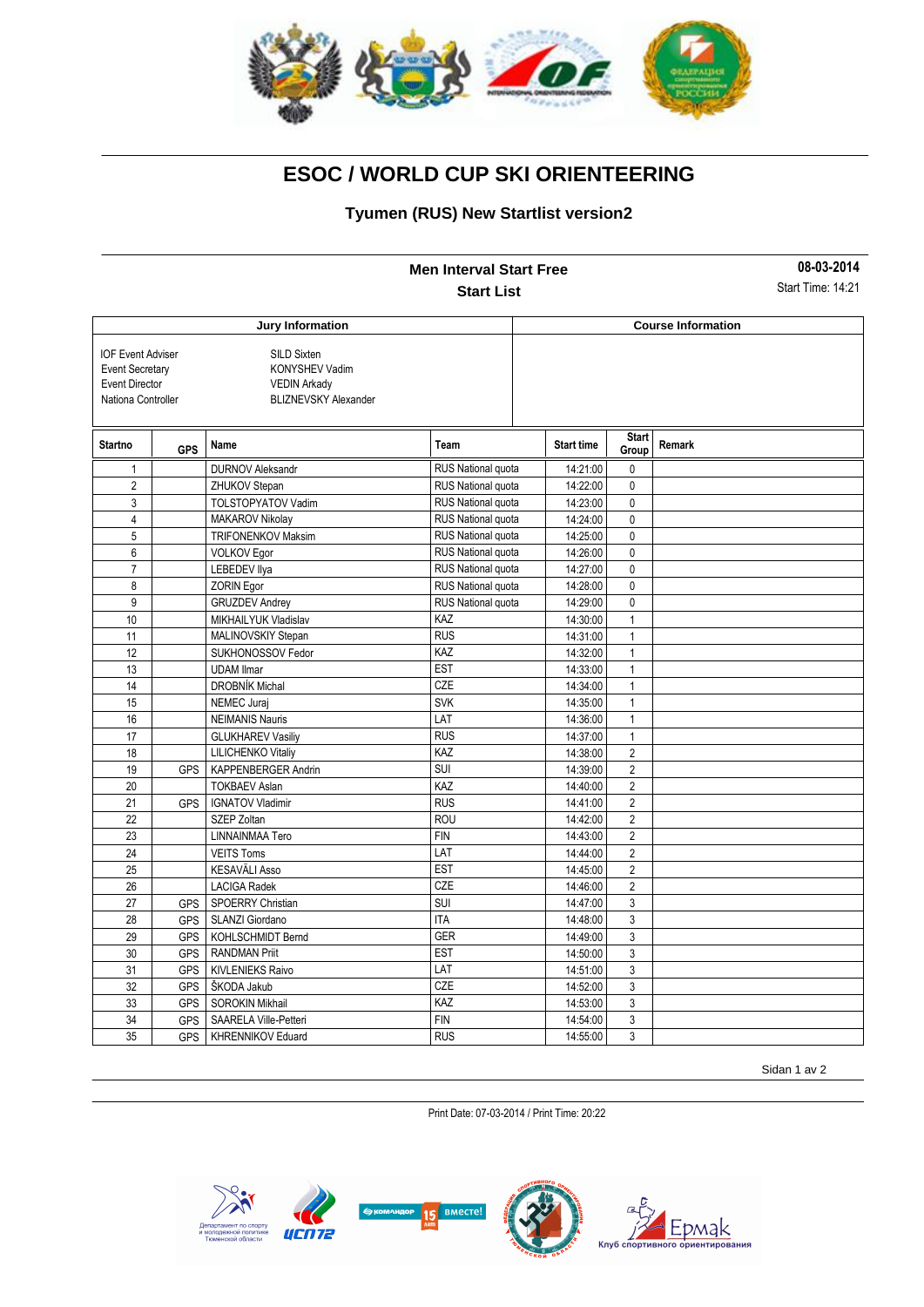# ESOC / WORLD CUP SKI ORIENTEERING

## Tyumen (RUS) New Startlist version2

### Men Interval Start Free

### Start List

**08-03-2014**

Start Time: 14:21

| Jury Information | | Course Information |
|---|---|---|
| IOF Event Adviser | SILD Sixten | |
| Event Secretary | KONYSHEV Vadim | |
| Event Director | VEDIN Arkady | |
| Nationa Controller | BLIZNEVSKY Alexander | |

| Startno | GPS | Name | Team | Start time | Start Group | Remark |
|---|---|---|---|---|---|---|
| 1 | | DURNOV Aleksandr | RUS National quota | 14:21:00 | 0 | |
| 2 | | ZHUKOV Stepan | RUS National quota | 14:22:00 | 0 | |
| 3 | | TOLSTOPYATOV Vadim | RUS National quota | 14:23:00 | 0 | |
| 4 | | MAKAROV Nikolay | RUS National quota | 14:24:00 | 0 | |
| 5 | | TRIFONENKOV Maksim | RUS National quota | 14:25:00 | 0 | |
| 6 | | VOLKOV Egor | RUS National quota | 14:26:00 | 0 | |
| 7 | | LEBEDEV Ilya | RUS National quota | 14:27:00 | 0 | |
| 8 | | ZORIN Egor | RUS National quota | 14:28:00 | 0 | |
| 9 | | GRUZDEV Andrey | RUS National quota | 14:29:00 | 0 | |
| 10 | | MIKHAILYUK Vladislav | KAZ | 14:30:00 | 1 | |
| 11 | | MALINOVSKIY Stepan | RUS | 14:31:00 | 1 | |
| 12 | | SUKHONOSSOV Fedor | KAZ | 14:32:00 | 1 | |
| 13 | | UDAM Ilmar | EST | 14:33:00 | 1 | |
| 14 | | DROBNÍK Michal | CZE | 14:34:00 | 1 | |
| 15 | | NEMEC Juraj | SVK | 14:35:00 | 1 | |
| 16 | | NEIMANIS Nauris | LAT | 14:36:00 | 1 | |
| 17 | | GLUKHAREV Vasiliy | RUS | 14:37:00 | 1 | |
| 18 | | LILICHENKO Vitaliy | KAZ | 14:38:00 | 2 | |
| 19 | GPS | KAPPENBERGER Andrin | SUI | 14:39:00 | 2 | |
| 20 | | TOKBAEV Aslan | KAZ | 14:40:00 | 2 | |
| 21 | GPS | IGNATOV Vladimir | RUS | 14:41:00 | 2 | |
| 22 | | SZEP Zoltan | ROU | 14:42:00 | 2 | |
| 23 | | LINNAINMAA Tero | FIN | 14:43:00 | 2 | |
| 24 | | VEITS Toms | LAT | 14:44:00 | 2 | |
| 25 | | KESAVÄLI Asso | EST | 14:45:00 | 2 | |
| 26 | | LACIGA Radek | CZE | 14:46:00 | 2 | |
| 27 | GPS | SPOERRY Christian | SUI | 14:47:00 | 3 | |
| 28 | GPS | SLANZI Giordano | ITA | 14:48:00 | 3 | |
| 29 | GPS | KOHLSCHMIDT Bernd | GER | 14:49:00 | 3 | |
| 30 | GPS | RANDMAN Priit | EST | 14:50:00 | 3 | |
| 31 | GPS | KIVLENIEKS Raivo | LAT | 14:51:00 | 3 | |
| 32 | GPS | ŠKODA Jakub | CZE | 14:52:00 | 3 | |
| 33 | GPS | SOROKIN Mikhail | KAZ | 14:53:00 | 3 | |
| 34 | GPS | SAARELA Ville-Petteri | FIN | 14:54:00 | 3 | |
| 35 | GPS | KHRENNIKOV Eduard | RUS | 14:55:00 | 3 | |

Print Date: 07-03-2014 / Print Time: 20:22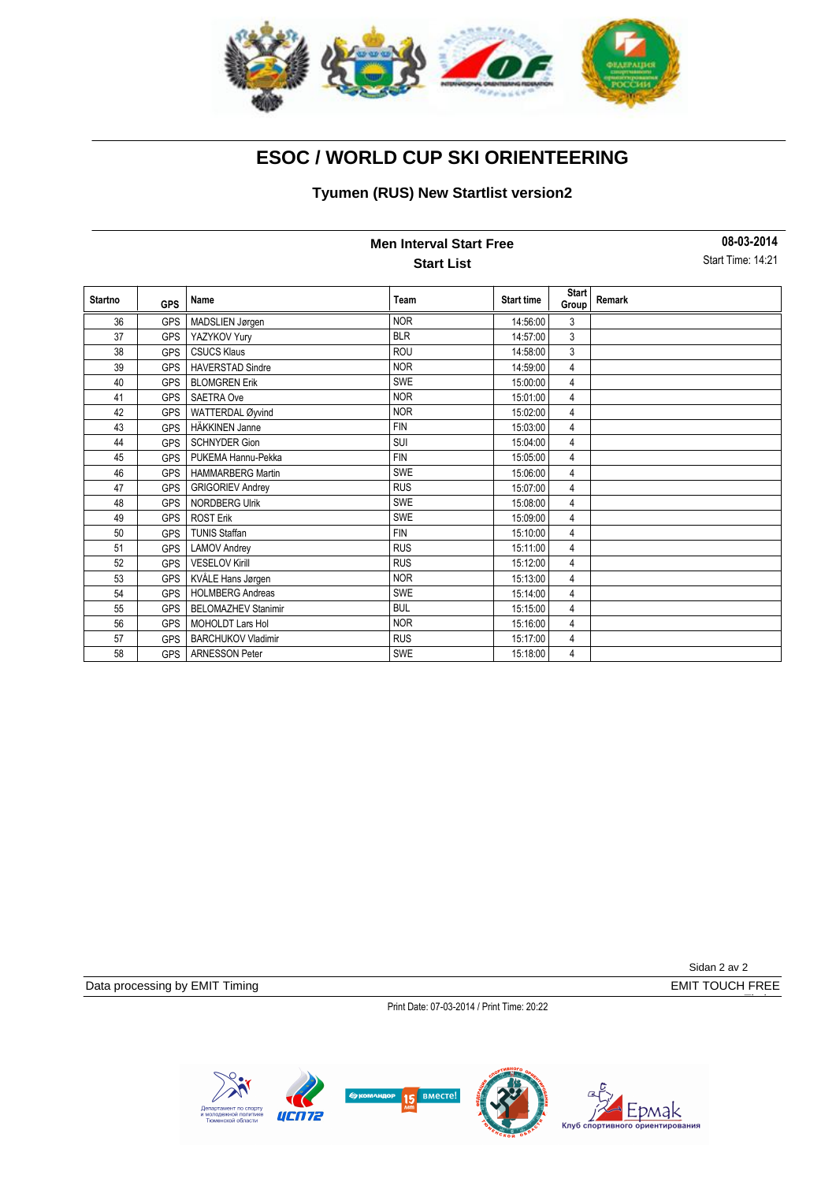# ESOC / WORLD CUP SKI ORIENTEERING

### Tyumen (RUS) New Startlist version2

**Men Interval Start Free**

**Start List**

**08-03-2014**

Start Time: 14:21

| Startno | GPS | Name | Team | Start time | Start Group | Remark |
|---|---|---|---|---|---|---|
| 36 | GPS | MADSLIEN Jørgen | NOR | 14:56:00 | 3 | |
| 37 | GPS | YAZYKOV Yury | BLR | 14:57:00 | 3 | |
| 38 | GPS | CSUCS Klaus | ROU | 14:58:00 | 3 | |
| 39 | GPS | HAVERSTAD Sindre | NOR | 14:59:00 | 4 | |
| 40 | GPS | BLOMGREN Erik | SWE | 15:00:00 | 4 | |
| 41 | GPS | SAETRA Ove | NOR | 15:01:00 | 4 | |
| 42 | GPS | WATTERDAL Øyvind | NOR | 15:02:00 | 4 | |
| 43 | GPS | HÄKKINEN Janne | FIN | 15:03:00 | 4 | |
| 44 | GPS | SCHNYDER Gion | SUI | 15:04:00 | 4 | |
| 45 | GPS | PUKEMA Hannu-Pekka | FIN | 15:05:00 | 4 | |
| 46 | GPS | HAMMARBERG Martin | SWE | 15:06:00 | 4 | |
| 47 | GPS | GRIGORIEV Andrey | RUS | 15:07:00 | 4 | |
| 48 | GPS | NORDBERG Ulrik | SWE | 15:08:00 | 4 | |
| 49 | GPS | ROST Erik | SWE | 15:09:00 | 4 | |
| 50 | GPS | TUNIS Staffan | FIN | 15:10:00 | 4 | |
| 51 | GPS | LAMOV Andrey | RUS | 15:11:00 | 4 | |
| 52 | GPS | VESELOV Kirill | RUS | 15:12:00 | 4 | |
| 53 | GPS | KVÅLE Hans Jørgen | NOR | 15:13:00 | 4 | |
| 54 | GPS | HOLMBERG Andreas | SWE | 15:14:00 | 4 | |
| 55 | GPS | BELOMAZHEV Stanimir | BUL | 15:15:00 | 4 | |
| 56 | GPS | MOHOLDT Lars Hol | NOR | 15:16:00 | 4 | |
| 57 | GPS | BARCHUKOV Vladimir | RUS | 15:17:00 | 4 | |
| 58 | GPS | ARNESSON Peter | SWE | 15:18:00 | 4 | |

Data processing by EMIT Timing

EMIT TOUCH FREE

Print Date: 07-03-2014 / Print Time: 20:22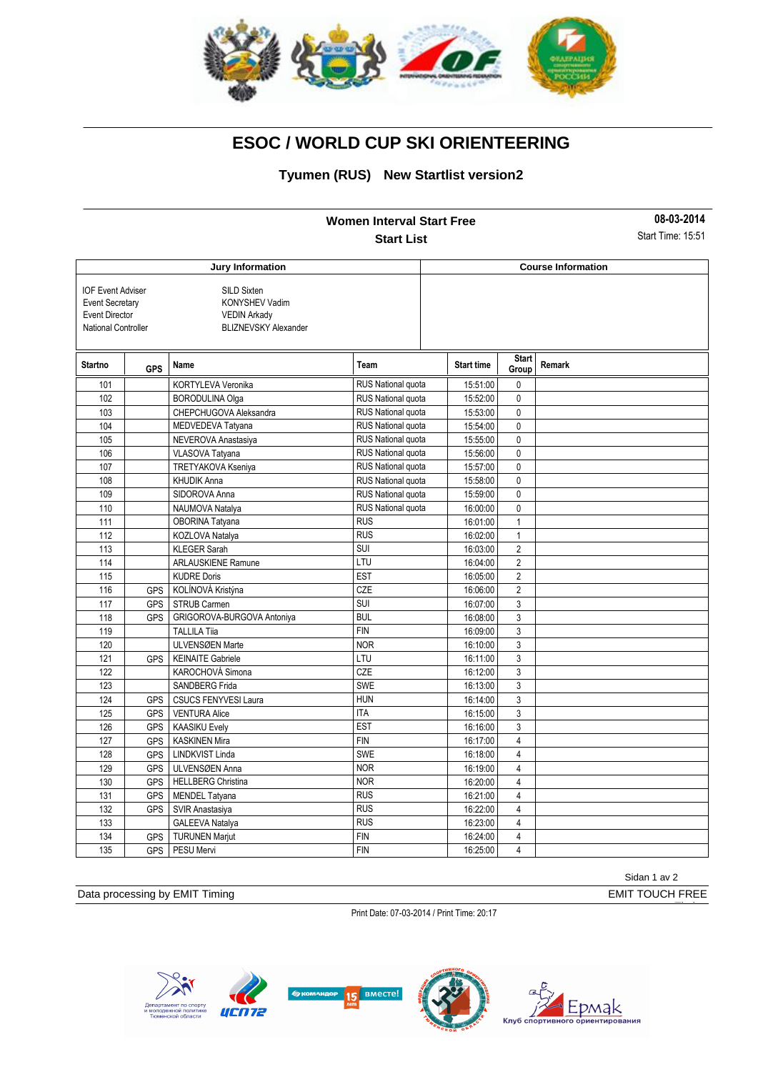# ESOC / WORLD CUP SKI ORIENTEERING

### Tyumen (RUS) New Startlist version2

**Women Interval Start Free**

**Start List**

**08-03-2014**

Start Time: 15:51

| Jury Information | |
|---|---|
| IOF Event Adviser | SILD Sixten |
| Event Secretary | KONYSHEV Vadim |
| Event Director | VEDIN Arkady |
| National Controller | BLIZNEVSKY Alexander |

**Course Information**

| Startno | GPS | Name | Team | Start time | Start Group | Remark |
|---|---|---|---|---|---|---|
| 101 | | KORTYLEVA Veronika | RUS National quota | 15:51:00 | 0 | |
| 102 | | BORODULINA Olga | RUS National quota | 15:52:00 | 0 | |
| 103 | | CHEPCHUGOVA Aleksandra | RUS National quota | 15:53:00 | 0 | |
| 104 | | MEDVEDEVA Tatyana | RUS National quota | 15:54:00 | 0 | |
| 105 | | NEVEROVA Anastasiya | RUS National quota | 15:55:00 | 0 | |
| 106 | | VLASOVA Tatyana | RUS National quota | 15:56:00 | 0 | |
| 107 | | TRETYAKOVA Kseniya | RUS National quota | 15:57:00 | 0 | |
| 108 | | KHUDIK Anna | RUS National quota | 15:58:00 | 0 | |
| 109 | | SIDOROVA Anna | RUS National quota | 15:59:00 | 0 | |
| 110 | | NAUMOVA Natalya | RUS National quota | 16:00:00 | 0 | |
| 111 | | OBORINA Tatyana | RUS | 16:01:00 | 1 | |
| 112 | | KOZLOVA Natalya | RUS | 16:02:00 | 1 | |
| 113 | | KLEGER Sarah | SUI | 16:03:00 | 2 | |
| 114 | | ARLAUSKIENE Ramune | LTU | 16:04:00 | 2 | |
| 115 | | KUDRE Doris | EST | 16:05:00 | 2 | |
| 116 | GPS | KOLÍNOVÁ Kristýna | CZE | 16:06:00 | 2 | |
| 117 | GPS | STRUB Carmen | SUI | 16:07:00 | 3 | |
| 118 | GPS | GRIGOROVA-BURGOVA Antoniya | BUL | 16:08:00 | 3 | |
| 119 | | TALLILA Tiia | FIN | 16:09:00 | 3 | |
| 120 | | ULVENSØEN Marte | NOR | 16:10:00 | 3 | |
| 121 | GPS | KEINAITE Gabriele | LTU | 16:11:00 | 3 | |
| 122 | | KAROCHOVÁ Simona | CZE | 16:12:00 | 3 | |
| 123 | | SANDBERG Frida | SWE | 16:13:00 | 3 | |
| 124 | GPS | CSUCS FENYVESI Laura | HUN | 16:14:00 | 3 | |
| 125 | GPS | VENTURA Alice | ITA | 16:15:00 | 3 | |
| 126 | GPS | KAASIKU Evely | EST | 16:16:00 | 3 | |
| 127 | GPS | KASKINEN Mira | FIN | 16:17:00 | 4 | |
| 128 | GPS | LINDKVIST Linda | SWE | 16:18:00 | 4 | |
| 129 | GPS | ULVENSØEN Anna | NOR | 16:19:00 | 4 | |
| 130 | GPS | HELLBERG Christina | NOR | 16:20:00 | 4 | |
| 131 | GPS | MENDEL Tatyana | RUS | 16:21:00 | 4 | |
| 132 | GPS | SVIR Anastasiya | RUS | 16:22:00 | 4 | |
| 133 | | GALEEVA Natalya | RUS | 16:23:00 | 4 | |
| 134 | GPS | TURUNEN Marjut | FIN | 16:24:00 | 4 | |
| 135 | GPS | PESU Mervi | FIN | 16:25:00 | 4 | |

Data processing by EMIT Timing

EMIT TOUCH FREE

Print Date: 07-03-2014 / Print Time: 20:17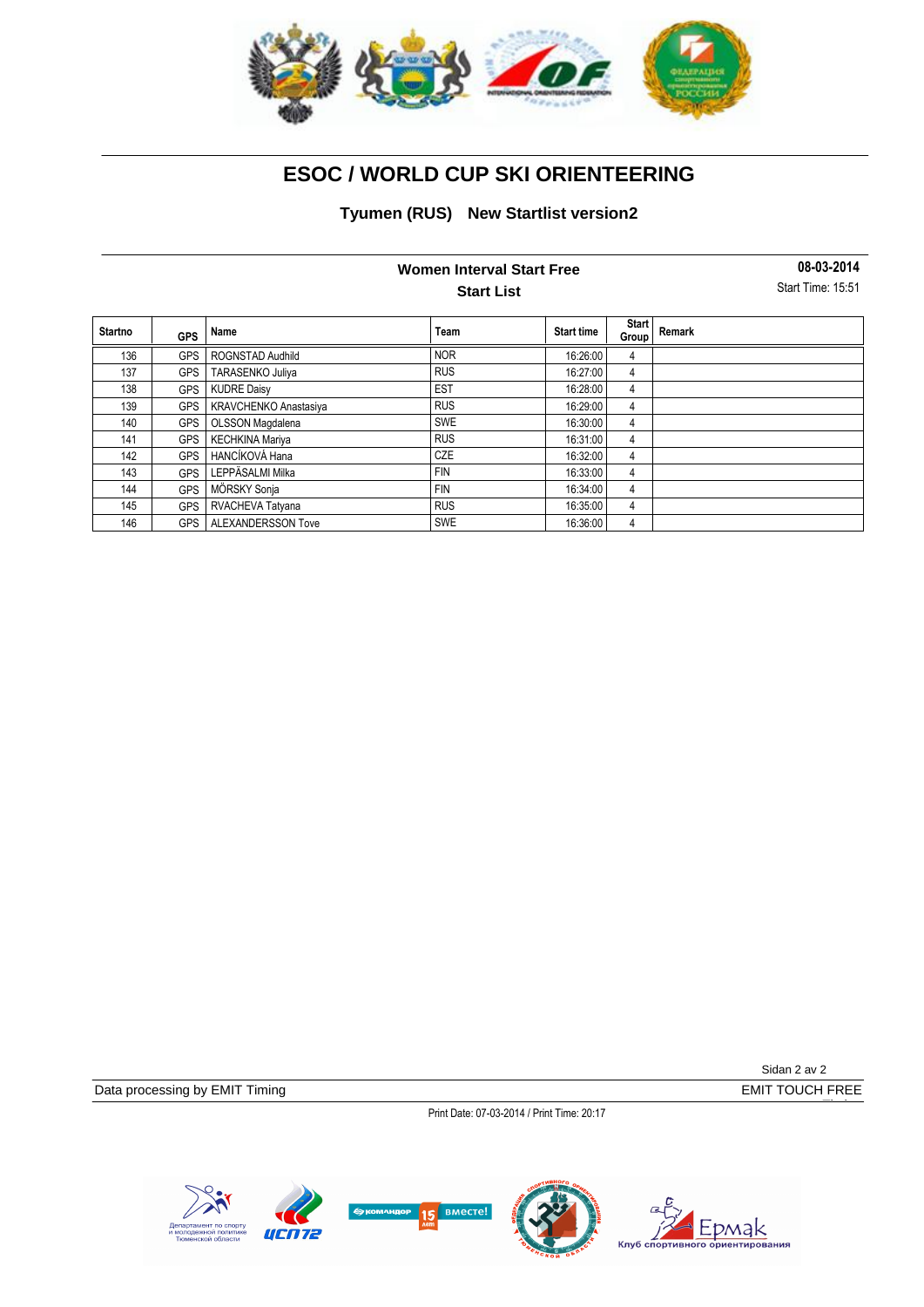# ESOC / WORLD CUP SKI ORIENTEERING

**Tyumen (RUS)  New Startlist version2**

**Women Interval Start Free**

**Start List**

**08-03-2014**

Start Time: 15:51

| Startno | GPS | Name | Team | Start time | Start Group | Remark |
|---|---|---|---|---|---|---|
| 136 | GPS | ROGNSTAD Audhild | NOR | 16:26:00 | 4 | |
| 137 | GPS | TARASENKO Juliya | RUS | 16:27:00 | 4 | |
| 138 | GPS | KUDRE Daisy | EST | 16:28:00 | 4 | |
| 139 | GPS | KRAVCHENKO Anastasiya | RUS | 16:29:00 | 4 | |
| 140 | GPS | OLSSON Magdalena | SWE | 16:30:00 | 4 | |
| 141 | GPS | KECHKINA Mariya | RUS | 16:31:00 | 4 | |
| 142 | GPS | HANCÍKOVÁ Hana | CZE | 16:32:00 | 4 | |
| 143 | GPS | LEPPÄSALMI Milka | FIN | 16:33:00 | 4 | |
| 144 | GPS | MÖRSKY Sonja | FIN | 16:34:00 | 4 | |
| 145 | GPS | RVACHEVA Tatyana | RUS | 16:35:00 | 4 | |
| 146 | GPS | ALEXANDERSSON Tove | SWE | 16:36:00 | 4 | |

Data processing by EMIT Timing

EMIT TOUCH FREE

Print Date: 07-03-2014 / Print Time: 20:17